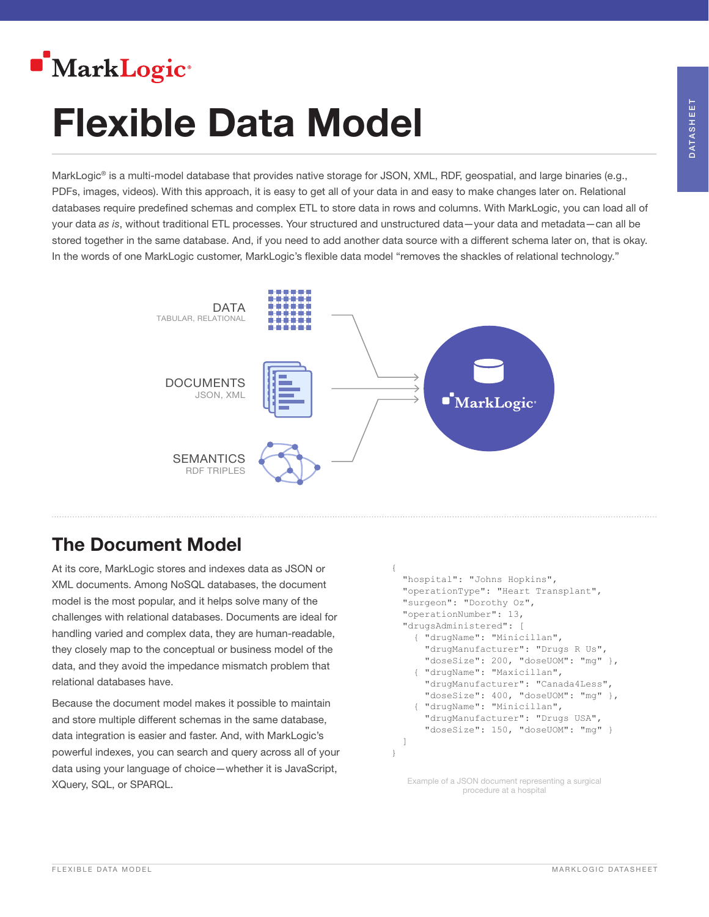# Flexible Data Model

MarkLogic® is a multi-model database that provides native storage for JSON, XML, RDF, geospatial, and large binaries (e.g., PDFs, images, videos). With this approach, it is easy to get all of your data in and easy to make changes later on. Relational databases require predefined schemas and complex ETL to store data in rows and columns. With MarkLogic, you can load all of your data *as is*, without traditional ETL processes. Your structured and unstructured data—your data and metadata—can all be stored together in the same database. And, if you need to add another data source with a different schema later on, that is okay. In the words of one MarkLogic customer, MarkLogic's flexible data model "removes the shackles of relational technology."

DATA
TABULAR, RELATIONAL

DOCUMENTS
JSON, XML

SEMANTICS
RDF TRIPLES

MarkLogic

## The Document Model

At its core, MarkLogic stores and indexes data as JSON or XML documents. Among NoSQL databases, the document model is the most popular, and it helps solve many of the challenges with relational databases. Documents are ideal for handling varied and complex data, they are human-readable, they closely map to the conceptual or business model of the data, and they avoid the impedance mismatch problem that relational databases have.

Because the document model makes it possible to maintain and store multiple different schemas in the same database, data integration is easier and faster. And, with MarkLogic's powerful indexes, you can search and query across all of your data using your language of choice—whether it is JavaScript, XQuery, SQL, or SPARQL.

```
{
  "hospital": "Johns Hopkins",
  "operationType": "Heart Transplant",
  "surgeon": "Dorothy Oz",
  "operationNumber": 13,
  "drugsAdministered": [
    { "drugName": "Minicillan",
      "drugManufacturer": "Drugs R Us",
      "doseSize": 200, "doseUOM": "mg" },
    { "drugName": "Maxicillan",
      "drugManufacturer": "Canada4Less",
      "doseSize": 400, "doseUOM": "mg" },
    { "drugName": "Minicillan",
      "drugManufacturer": "Drugs USA",
      "doseSize": 150, "doseUOM": "mg" }
  ]
}
```

Example of a JSON document representing a surgical procedure at a hospital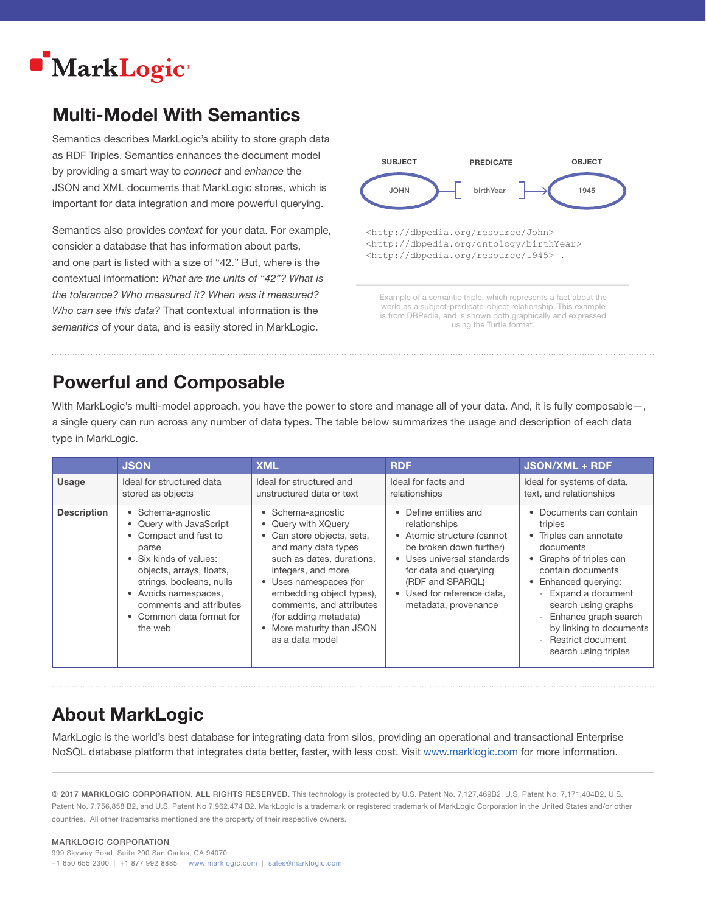# MarkLogic

## Multi-Model With Semantics

Semantics describes MarkLogic's ability to store graph data as RDF Triples. Semantics enhances the document model by providing a smart way to *connect* and *enhance* the JSON and XML documents that MarkLogic stores, which is important for data integration and more powerful querying.

Semantics also provides *context* for your data. For example, consider a database that has information about parts, and one part is listed with a size of "42." But, where is the contextual information: *What are the units of "42"? What is the tolerance? Who measured it? When was it measured? Who can see this data?* That contextual information is the *semantics* of your data, and is easily stored in MarkLogic.

SUBJECT
JOHN
PREDICATE
birthYear
OBJECT
1945

```
<http://dbpedia.org/resource/John>
<http://dbpedia.org/ontology/birthYear>
<http://dbpedia.org/resource/1945> .
```

Example of a semantic triple, which represents a fact about the world as a subject-predicate-object relationship. This example is from DBPedia, and is shown both graphically and expressed using the Turtle format.

## Powerful and Composable

With MarkLogic's multi-model approach, you have the power to store and manage all of your data. And, it is fully composable—, a single query can run across any number of data types. The table below summarizes the usage and description of each data type in MarkLogic.

| | JSON | XML | RDF | JSON/XML + RDF |
|---|---|---|---|---|
| **Usage** | Ideal for structured data stored as objects | Ideal for structured and unstructured data or text | Ideal for facts and relationships | Ideal for systems of data, text, and relationships |
| **Description** | • Schema-agnostic<br>• Query with JavaScript<br>• Compact and fast to parse<br>• Six kinds of values: objects, arrays, floats, strings, booleans, nulls<br>• Avoids namespaces, comments and attributes<br>• Common data format for the web | • Schema-agnostic<br>• Query with XQuery<br>• Can store objects, sets, and many data types such as dates, durations, integers, and more<br>• Uses namespaces (for embedding object types), comments, and attributes (for adding metadata)<br>• More maturity than JSON as a data model | • Define entities and relationships<br>• Atomic structure (cannot be broken down further)<br>• Uses universal standards for data and querying (RDF and SPARQL)<br>• Used for reference data, metadata, provenance | • Documents can contain triples<br>• Triples can annotate documents<br>• Graphs of triples can contain documents<br>• Enhanced querying:<br>- Expand a document search using graphs<br>- Enhance graph search by linking to documents<br>- Restrict document search using triples |

## About MarkLogic

MarkLogic is the world's best database for integrating data from silos, providing an operational and transactional Enterprise NoSQL database platform that integrates data better, faster, with less cost. Visit www.marklogic.com for more information.

**© 2017 MARKLOGIC CORPORATION. ALL RIGHTS RESERVED.** This technology is protected by U.S. Patent No. 7,127,469B2, U.S. Patent No. 7,171,404B2, U.S. Patent No. 7,756,858 B2, and U.S. Patent No 7,962,474 B2. MarkLogic is a trademark or registered trademark of MarkLogic Corporation in the United States and/or other countries. All other trademarks mentioned are the property of their respective owners.

MARKLOGIC CORPORATION
999 Skyway Road, Suite 200 San Carlos, CA 94070
+1 650 655 2300 | +1 877 992 8885 | www.marklogic.com | sales@marklogic.com